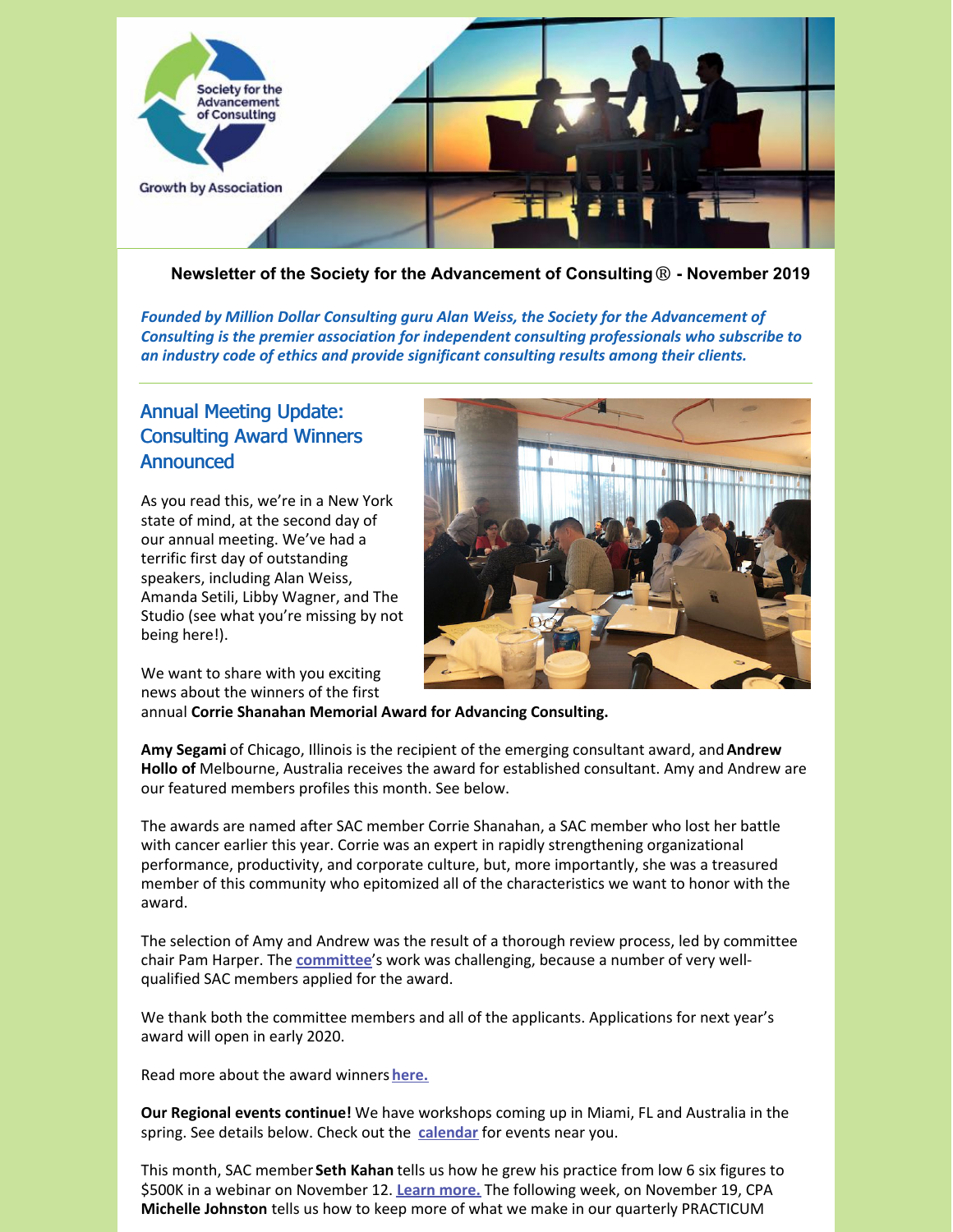Society for the Advancement of Consulting

Growth by Association

**Newsletter of the Society for the Advancement of Consulting® - November 2019**

***Founded by Million Dollar Consulting guru Alan Weiss, the Society for the Advancement of Consulting is the premier association for independent consulting professionals who subscribe to an industry code of ethics and provide significant consulting results among their clients.***

## Annual Meeting Update: Consulting Award Winners Announced

As you read this, we're in a New York state of mind, at the second day of our annual meeting. We've had a terrific first day of outstanding speakers, including Alan Weiss, Amanda Setili, Libby Wagner, and The Studio (see what you're missing by not being here!).

We want to share with you exciting news about the winners of the first annual **Corrie Shanahan Memorial Award for Advancing Consulting.**

**Amy Segami** of Chicago, Illinois is the recipient of the emerging consultant award, and **Andrew Hollo of** Melbourne, Australia receives the award for established consultant. Amy and Andrew are our featured members profiles this month. See below.

The awards are named after SAC member Corrie Shanahan, a SAC member who lost her battle with cancer earlier this year. Corrie was an expert in rapidly strengthening organizational performance, productivity, and corporate culture, but, more importantly, she was a treasured member of this community who epitomized all of the characteristics we want to honor with the award.

The selection of Amy and Andrew was the result of a thorough review process, led by committee chair Pam Harper. The **committee**'s work was challenging, because a number of very well-qualified SAC members applied for the award.

We thank both the committee members and all of the applicants. Applications for next year's award will open in early 2020.

Read more about the award winners **here.**

**Our Regional events continue!** We have workshops coming up in Miami, FL and Australia in the spring. See details below. Check out the **calendar** for events near you.

This month, SAC member **Seth Kahan** tells us how he grew his practice from low 6 six figures to $500K in a webinar on November 12. **Learn more.** The following week, on November 19, CPA **Michelle Johnston** tells us how to keep more of what we make in our quarterly PRACTICUM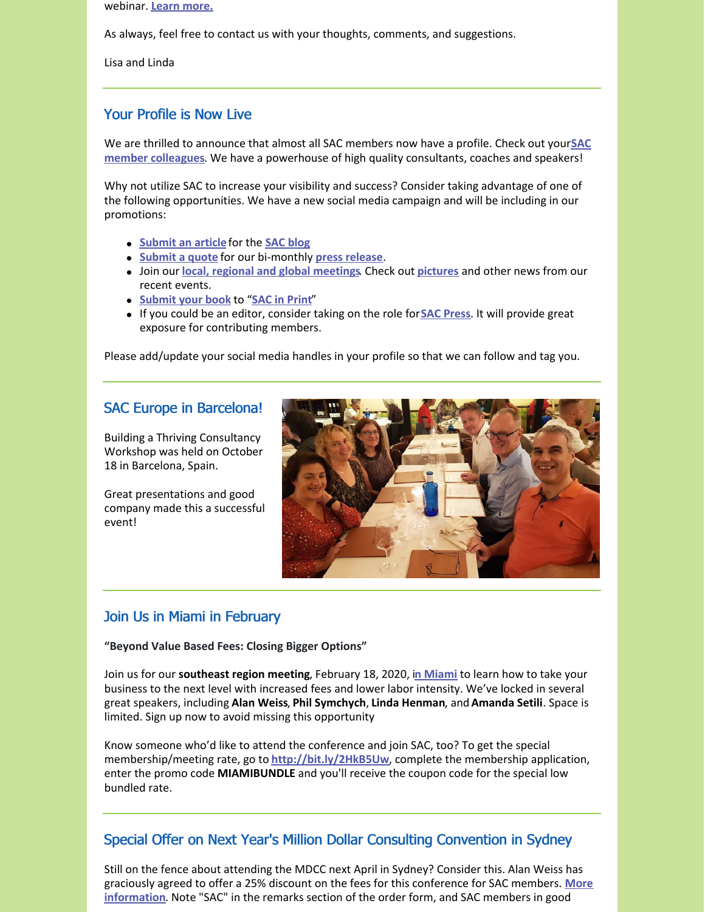webinar. **Learn more.**

As always, feel free to contact us with your thoughts, comments, and suggestions.

Lisa and Linda

## Your Profile is Now Live

We are thrilled to announce that almost all SAC members now have a profile. Check out your**SAC member colleagues**. We have a powerhouse of high quality consultants, coaches and speakers!

Why not utilize SAC to increase your visibility and success? Consider taking advantage of one of the following opportunities. We have a new social media campaign and will be including in our promotions:

- **Submit an article** for the **SAC blog**
- **Submit a quote** for our bi-monthly **press release**.
- Join our **local, regional and global meetings**. Check out **pictures** and other news from our recent events.
- **Submit your book** to "**SAC in Print**"
- If you could be an editor, consider taking on the role for**SAC Press**. It will provide great exposure for contributing members.

Please add/update your social media handles in your profile so that we can follow and tag you.

## SAC Europe in Barcelona!

Building a Thriving Consultancy Workshop was held on October 18 in Barcelona, Spain.

Great presentations and good company made this a successful event!

## Join Us in Miami in February

**"Beyond Value Based Fees: Closing Bigger Options"**

Join us for our **southeast region meeting**, February 18, 2020, i**n Miami** to learn how to take your business to the next level with increased fees and lower labor intensity. We've locked in several great speakers, including **Alan Weiss**, **Phil Symchych**, **Linda Henman**, and **Amanda Setili**. Space is limited. Sign up now to avoid missing this opportunity

Know someone who'd like to attend the conference and join SAC, too? To get the special membership/meeting rate, go to **http://bit.ly/2HkB5Uw**, complete the membership application, enter the promo code **MIAMIBUNDLE** and you'll receive the coupon code for the special low bundled rate.

## Special Offer on Next Year's Million Dollar Consulting Convention in Sydney

Still on the fence about attending the MDCC next April in Sydney? Consider this. Alan Weiss has graciously agreed to offer a 25% discount on the fees for this conference for SAC members. **More information**. Note "SAC" in the remarks section of the order form, and SAC members in good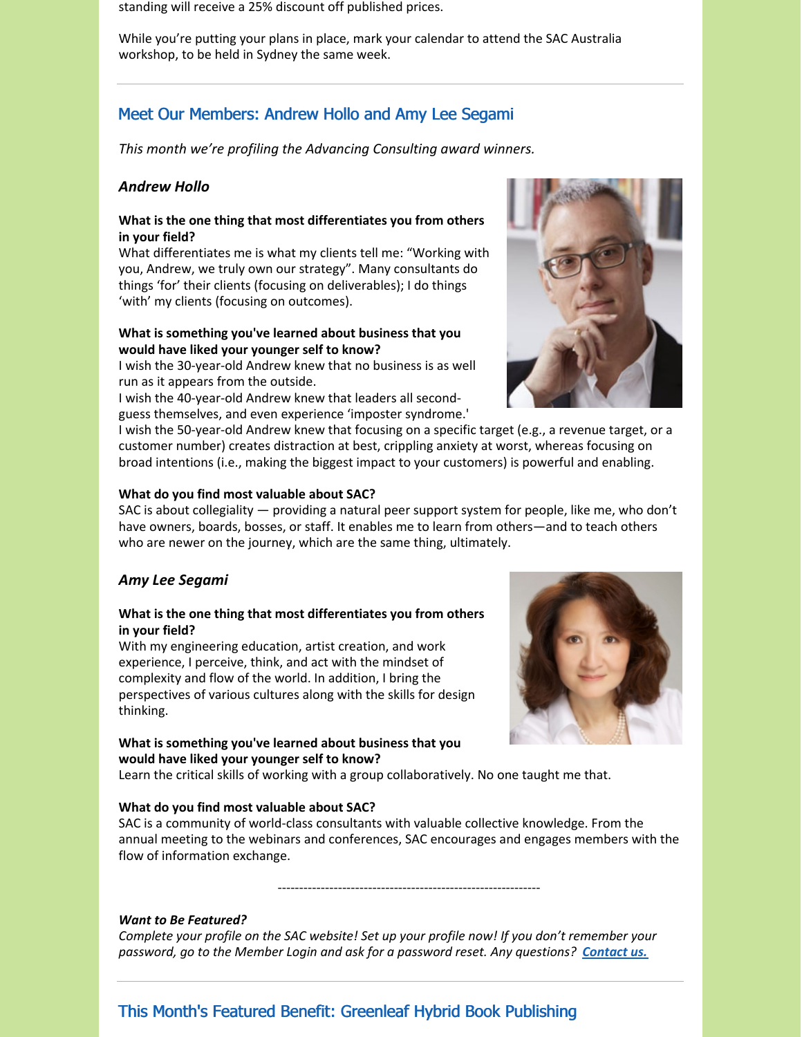standing will receive a 25% discount off published prices.

While you're putting your plans in place, mark your calendar to attend the SAC Australia workshop, to be held in Sydney the same week.

## Meet Our Members: Andrew Hollo and Amy Lee Segami

*This month we're profiling the Advancing Consulting award winners.*

### *Andrew Hollo*

**What is the one thing that most differentiates you from others in your field?**
What differentiates me is what my clients tell me: "Working with you, Andrew, we truly own our strategy". Many consultants do things 'for' their clients (focusing on deliverables); I do things 'with' my clients (focusing on outcomes).

**What is something you've learned about business that you would have liked your younger self to know?**
I wish the 30-year-old Andrew knew that no business is as well run as it appears from the outside.
I wish the 40-year-old Andrew knew that leaders all second-guess themselves, and even experience 'imposter syndrome.'
I wish the 50-year-old Andrew knew that focusing on a specific target (e.g., a revenue target, or a customer number) creates distraction at best, crippling anxiety at worst, whereas focusing on broad intentions (i.e., making the biggest impact to your customers) is powerful and enabling.

**What do you find most valuable about SAC?**
SAC is about collegiality — providing a natural peer support system for people, like me, who don't have owners, boards, bosses, or staff. It enables me to learn from others—and to teach others who are newer on the journey, which are the same thing, ultimately.

### *Amy Lee Segami*

**What is the one thing that most differentiates you from others in your field?**
With my engineering education, artist creation, and work experience, I perceive, think, and act with the mindset of complexity and flow of the world. In addition, I bring the perspectives of various cultures along with the skills for design thinking.

**What is something you've learned about business that you would have liked your younger self to know?**
Learn the critical skills of working with a group collaboratively. No one taught me that.

**What do you find most valuable about SAC?**
SAC is a community of world-class consultants with valuable collective knowledge. From the annual meeting to the webinars and conferences, SAC encourages and engages members with the flow of information exchange.

-------------------------------------------------------------

***Want to Be Featured?***
*Complete your profile on the SAC website! Set up your profile now! If you don't remember your password, go to the Member Login and ask for a password reset. Any questions?* ***Contact us.***

## This Month's Featured Benefit: Greenleaf Hybrid Book Publishing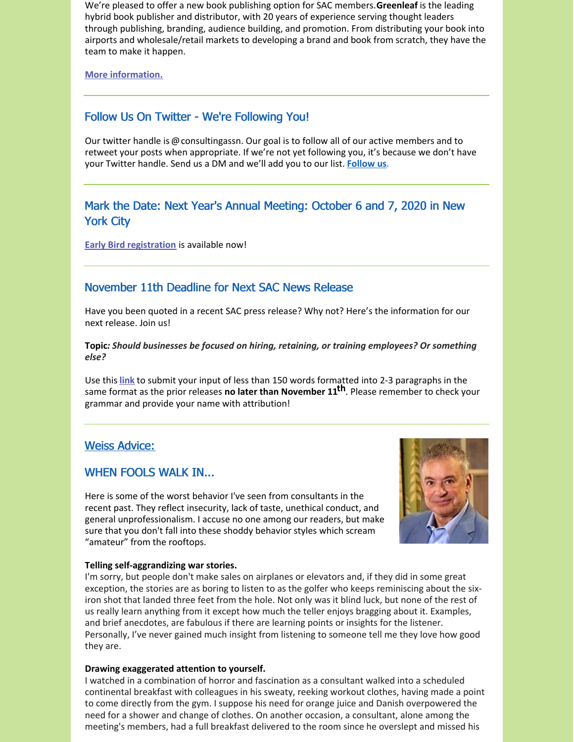We're pleased to offer a new book publishing option for SAC members. **Greenleaf** is the leading hybrid book publisher and distributor, with 20 years of experience serving thought leaders through publishing, branding, audience building, and promotion. From distributing your book into airports and wholesale/retail markets to developing a brand and book from scratch, they have the team to make it happen.

**More information.**

## Follow Us On Twitter - We're Following You!

Our twitter handle is @consultingassn. Our goal is to follow all of our active members and to retweet your posts when appropriate. If we're not yet following you, it's because we don't have your Twitter handle. Send us a DM and we'll add you to our list. **Follow us**.

## Mark the Date: Next Year's Annual Meeting: October 6 and 7, 2020 in New York City

**Early Bird registration** is available now!

## November 11th Deadline for Next SAC News Release

Have you been quoted in a recent SAC press release? Why not? Here's the information for our next release. Join us!

**Topic***: Should businesses be focused on hiring, retaining, or training employees? Or something else?*

Use this **link** to submit your input of less than 150 words formatted into 2-3 paragraphs in the same format as the prior releases **no later than November 11th**. Please remember to check your grammar and provide your name with attribution!

## Weiss Advice:

## WHEN FOOLS WALK IN...

Here is some of the worst behavior I've seen from consultants in the recent past. They reflect insecurity, lack of taste, unethical conduct, and general unprofessionalism. I accuse no one among our readers, but make sure that you don't fall into these shoddy behavior styles which scream "amateur" from the rooftops.

**Telling self-aggrandizing war stories.**
I'm sorry, but people don't make sales on airplanes or elevators and, if they did in some great exception, the stories are as boring to listen to as the golfer who keeps reminiscing about the six-iron shot that landed three feet from the hole. Not only was it blind luck, but none of the rest of us really learn anything from it except how much the teller enjoys bragging about it. Examples, and brief anecdotes, are fabulous if there are learning points or insights for the listener. Personally, I've never gained much insight from listening to someone tell me they love how good they are.

**Drawing exaggerated attention to yourself.**
I watched in a combination of horror and fascination as a consultant walked into a scheduled continental breakfast with colleagues in his sweaty, reeking workout clothes, having made a point to come directly from the gym. I suppose his need for orange juice and Danish overpowered the need for a shower and change of clothes. On another occasion, a consultant, alone among the meeting's members, had a full breakfast delivered to the room since he overslept and missed his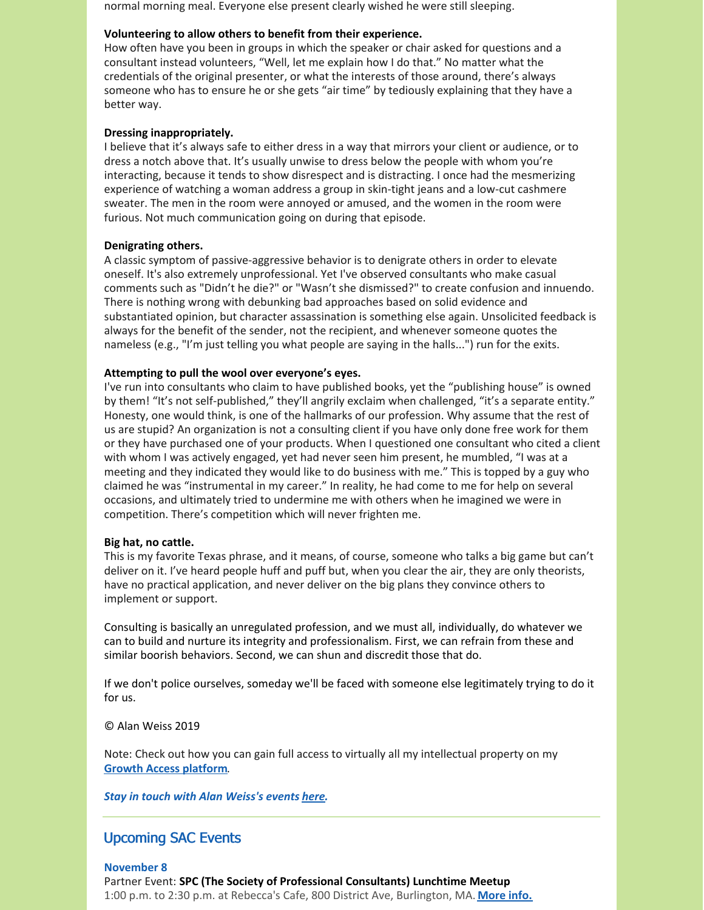normal morning meal. Everyone else present clearly wished he were still sleeping.

**Volunteering to allow others to benefit from their experience.**
How often have you been in groups in which the speaker or chair asked for questions and a consultant instead volunteers, "Well, let me explain how I do that." No matter what the credentials of the original presenter, or what the interests of those around, there's always someone who has to ensure he or she gets "air time" by tediously explaining that they have a better way.

**Dressing inappropriately.**
I believe that it's always safe to either dress in a way that mirrors your client or audience, or to dress a notch above that. It's usually unwise to dress below the people with whom you're interacting, because it tends to show disrespect and is distracting. I once had the mesmerizing experience of watching a woman address a group in skin-tight jeans and a low-cut cashmere sweater. The men in the room were annoyed or amused, and the women in the room were furious. Not much communication going on during that episode.

**Denigrating others.**
A classic symptom of passive-aggressive behavior is to denigrate others in order to elevate oneself. It's also extremely unprofessional. Yet I've observed consultants who make casual comments such as "Didn't he die?" or "Wasn't she dismissed?" to create confusion and innuendo. There is nothing wrong with debunking bad approaches based on solid evidence and substantiated opinion, but character assassination is something else again. Unsolicited feedback is always for the benefit of the sender, not the recipient, and whenever someone quotes the nameless (e.g., "I'm just telling you what people are saying in the halls...") run for the exits.

**Attempting to pull the wool over everyone's eyes.**
I've run into consultants who claim to have published books, yet the "publishing house" is owned by them! "It's not self-published," they'll angrily exclaim when challenged, "it's a separate entity." Honesty, one would think, is one of the hallmarks of our profession. Why assume that the rest of us are stupid? An organization is not a consulting client if you have only done free work for them or they have purchased one of your products. When I questioned one consultant who cited a client with whom I was actively engaged, yet had never seen him present, he mumbled, "I was at a meeting and they indicated they would like to do business with me." This is topped by a guy who claimed he was "instrumental in my career." In reality, he had come to me for help on several occasions, and ultimately tried to undermine me with others when he imagined we were in competition. There's competition which will never frighten me.

**Big hat, no cattle.**
This is my favorite Texas phrase, and it means, of course, someone who talks a big game but can't deliver on it. I've heard people huff and puff but, when you clear the air, they are only theorists, have no practical application, and never deliver on the big plans they convince others to implement or support.

Consulting is basically an unregulated profession, and we must all, individually, do whatever we can to build and nurture its integrity and professionalism. First, we can refrain from these and similar boorish behaviors. Second, we can shun and discredit those that do.

If we don't police ourselves, someday we'll be faced with someone else legitimately trying to do it for us.

© Alan Weiss 2019

Note: Check out how you can gain full access to virtually all my intellectual property on my **Growth Access platform**.

***Stay in touch with Alan Weiss's events here.***

## Upcoming SAC Events

**November 8**
Partner Event: **SPC (The Society of Professional Consultants) Lunchtime Meetup**
1:00 p.m. to 2:30 p.m. at Rebecca's Cafe, 800 District Ave, Burlington, MA. **More info.**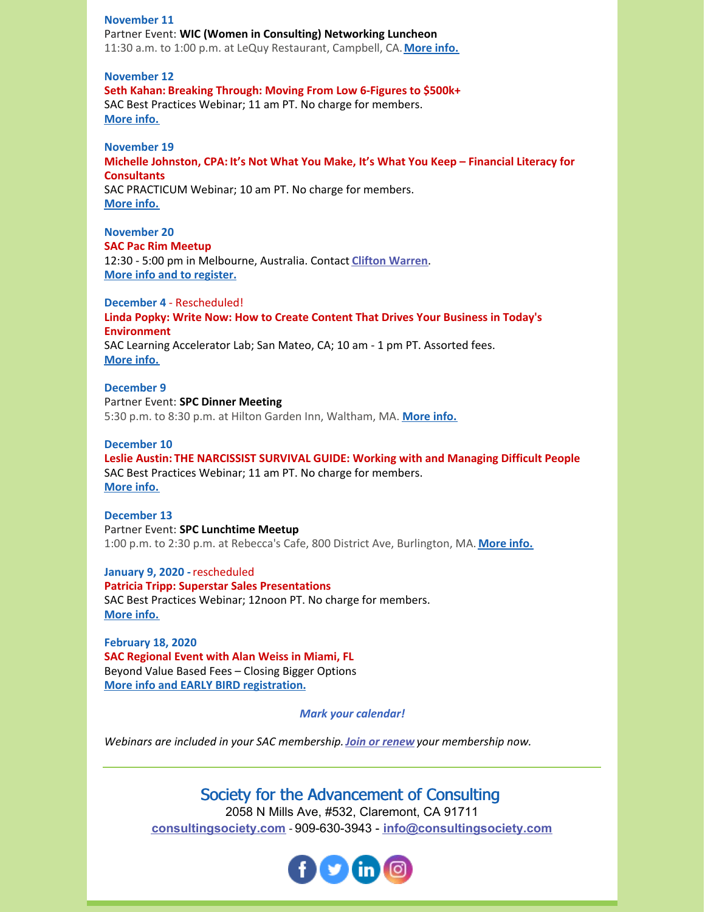**November 11**
Partner Event: **WIC (Women in Consulting) Networking Luncheon**
11:30 a.m. to 1:00 p.m. at LeQuy Restaurant, Campbell, CA. **More info.**

**November 12**
**Seth Kahan: Breaking Through: Moving From Low 6-Figures to $500k+**
SAC Best Practices Webinar; 11 am PT. No charge for members.
**More info.**

**November 19**
**Michelle Johnston, CPA: It's Not What You Make, It's What You Keep – Financial Literacy for Consultants**
SAC PRACTICUM Webinar; 10 am PT. No charge for members.
**More info.**

**November 20**
**SAC Pac Rim Meetup**
12:30 - 5:00 pm in Melbourne, Australia. Contact **Clifton Warren**.
**More info and to register.**

**December 4** - Rescheduled!
**Linda Popky: Write Now: How to Create Content That Drives Your Business in Today's Environment**
SAC Learning Accelerator Lab; San Mateo, CA; 10 am - 1 pm PT. Assorted fees.
**More info.**

**December 9**
Partner Event: **SPC Dinner Meeting**
5:30 p.m. to 8:30 p.m. at Hilton Garden Inn, Waltham, MA. **More info.**

**December 10**
**Leslie Austin: THE NARCISSIST SURVIVAL GUIDE: Working with and Managing Difficult People**
SAC Best Practices Webinar; 11 am PT. No charge for members.
**More info.**

**December 13**
Partner Event: **SPC Lunchtime Meetup**
1:00 p.m. to 2:30 p.m. at Rebecca's Cafe, 800 District Ave, Burlington, MA. **More info.**

**January 9, 2020** - rescheduled
**Patricia Tripp: Superstar Sales Presentations**
SAC Best Practices Webinar; 12noon PT. No charge for members.
**More info.**

**February 18, 2020**
**SAC Regional Event with Alan Weiss in Miami, FL**
Beyond Value Based Fees – Closing Bigger Options
**More info and EARLY BIRD registration.**

***Mark your calendar!***

*Webinars are included in your SAC membership.* ***Join or renew*** *your membership now.*

---

Society for the Advancement of Consulting
2058 N Mills Ave, #532, Claremont, CA 91711
**consultingsociety.com** - 909-630-3943 - **info@consultingsociety.com**